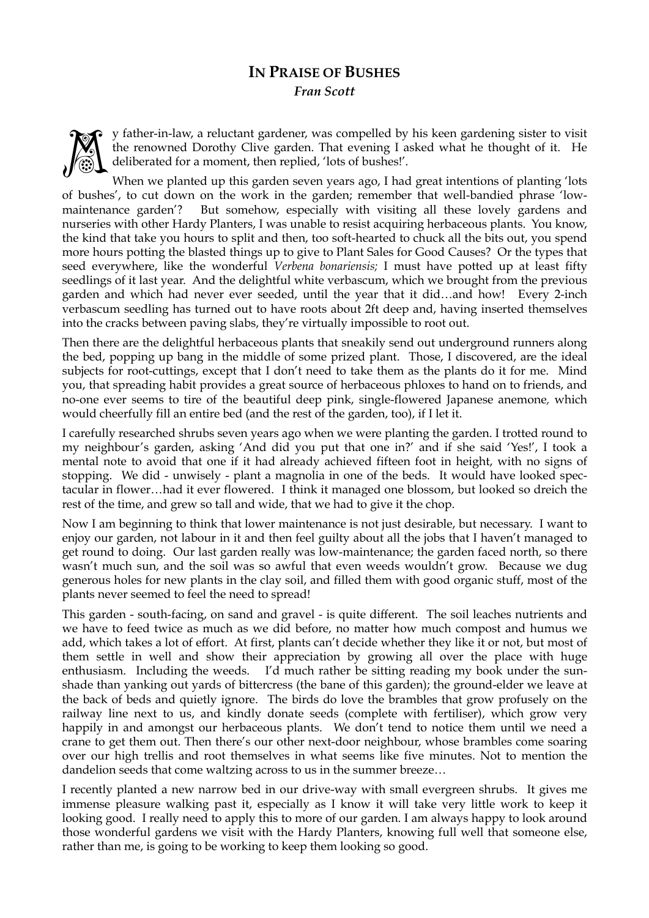# In Praise of Bushes

***Fran Scott***

My father-in-law, a reluctant gardener, was compelled by his keen gardening sister to visit the renowned Dorothy Clive garden. That evening I asked what he thought of it. He deliberated for a moment, then replied, 'lots of bushes!'.

When we planted up this garden seven years ago, I had great intentions of planting 'lots of bushes', to cut down on the work in the garden; remember that well-bandied phrase 'low-maintenance garden'? But somehow, especially with visiting all these lovely gardens and nurseries with other Hardy Planters, I was unable to resist acquiring herbaceous plants. You know, the kind that take you hours to split and then, too soft-hearted to chuck all the bits out, you spend more hours potting the blasted things up to give to Plant Sales for Good Causes? Or the types that seed everywhere, like the wonderful *Verbena bonariensis;* I must have potted up at least fifty seedlings of it last year. And the delightful white verbascum, which we brought from the previous garden and which had never ever seeded, until the year that it did…and how! Every 2-inch verbascum seedling has turned out to have roots about 2ft deep and, having inserted themselves into the cracks between paving slabs, they're virtually impossible to root out.

Then there are the delightful herbaceous plants that sneakily send out underground runners along the bed, popping up bang in the middle of some prized plant. Those, I discovered, are the ideal subjects for root-cuttings, except that I don't need to take them as the plants do it for me. Mind you, that spreading habit provides a great source of herbaceous phloxes to hand on to friends, and no-one ever seems to tire of the beautiful deep pink, single-flowered Japanese anemone, which would cheerfully fill an entire bed (and the rest of the garden, too), if I let it.

I carefully researched shrubs seven years ago when we were planting the garden. I trotted round to my neighbour's garden, asking 'And did you put that one in?' and if she said 'Yes!', I took a mental note to avoid that one if it had already achieved fifteen foot in height, with no signs of stopping. We did - unwisely - plant a magnolia in one of the beds. It would have looked spectacular in flower…had it ever flowered. I think it managed one blossom, but looked so dreich the rest of the time, and grew so tall and wide, that we had to give it the chop.

Now I am beginning to think that lower maintenance is not just desirable, but necessary. I want to enjoy our garden, not labour in it and then feel guilty about all the jobs that I haven't managed to get round to doing. Our last garden really was low-maintenance; the garden faced north, so there wasn't much sun, and the soil was so awful that even weeds wouldn't grow. Because we dug generous holes for new plants in the clay soil, and filled them with good organic stuff, most of the plants never seemed to feel the need to spread!

This garden - south-facing, on sand and gravel - is quite different. The soil leaches nutrients and we have to feed twice as much as we did before, no matter how much compost and humus we add, which takes a lot of effort. At first, plants can't decide whether they like it or not, but most of them settle in well and show their appreciation by growing all over the place with huge enthusiasm. Including the weeds. I'd much rather be sitting reading my book under the sun-shade than yanking out yards of bittercress (the bane of this garden); the ground-elder we leave at the back of beds and quietly ignore. The birds do love the brambles that grow profusely on the railway line next to us, and kindly donate seeds (complete with fertiliser), which grow very happily in and amongst our herbaceous plants. We don't tend to notice them until we need a crane to get them out. Then there's our other next-door neighbour, whose brambles come soaring over our high trellis and root themselves in what seems like five minutes. Not to mention the dandelion seeds that come waltzing across to us in the summer breeze…

I recently planted a new narrow bed in our drive-way with small evergreen shrubs. It gives me immense pleasure walking past it, especially as I know it will take very little work to keep it looking good. I really need to apply this to more of our garden. I am always happy to look around those wonderful gardens we visit with the Hardy Planters, knowing full well that someone else, rather than me, is going to be working to keep them looking so good.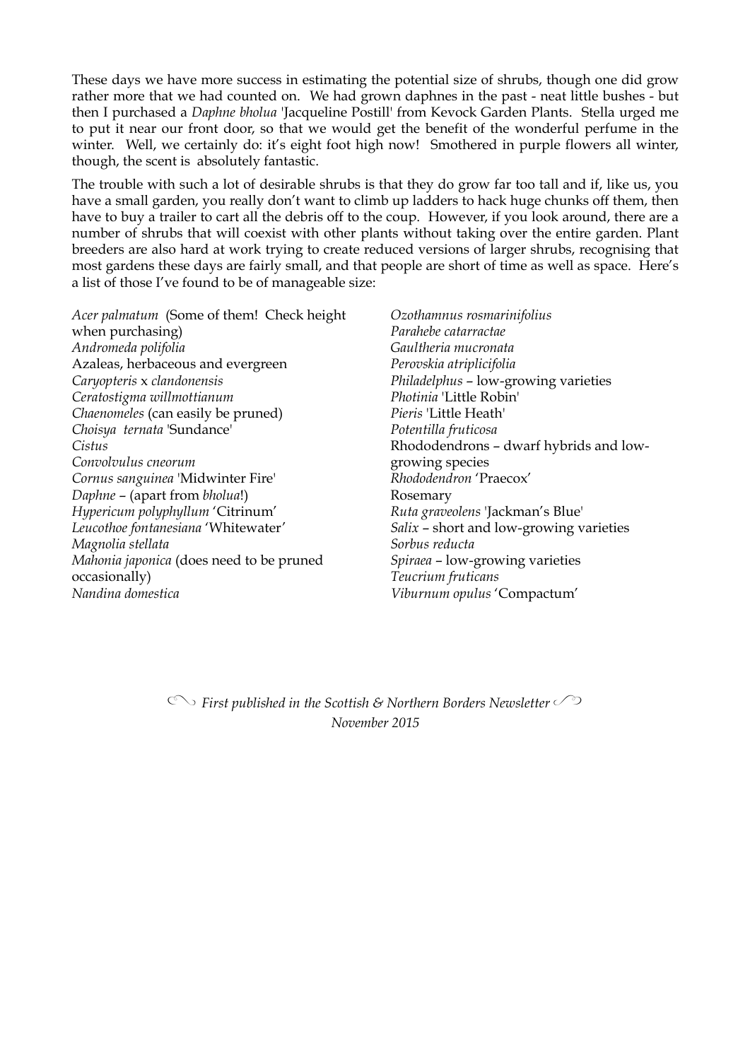These days we have more success in estimating the potential size of shrubs, though one did grow rather more that we had counted on. We had grown daphnes in the past - neat little bushes - but then I purchased a *Daphne bholua* 'Jacqueline Postill' from Kevock Garden Plants. Stella urged me to put it near our front door, so that we would get the benefit of the wonderful perfume in the winter. Well, we certainly do: it's eight foot high now! Smothered in purple flowers all winter, though, the scent is absolutely fantastic.

The trouble with such a lot of desirable shrubs is that they do grow far too tall and if, like us, you have a small garden, you really don't want to climb up ladders to hack huge chunks off them, then have to buy a trailer to cart all the debris off to the coup. However, if you look around, there are a number of shrubs that will coexist with other plants without taking over the entire garden. Plant breeders are also hard at work trying to create reduced versions of larger shrubs, recognising that most gardens these days are fairly small, and that people are short of time as well as space. Here's a list of those I've found to be of manageable size:

*Acer palmatum* (Some of them! Check height when purchasing)
*Andromeda polifolia*
Azaleas, herbaceous and evergreen
*Caryopteris* x *clandonensis*
*Ceratostigma willmottianum*
*Chaenomeles* (can easily be pruned)
*Choisya ternata* 'Sundance'
*Cistus*
*Convolvulus cneorum*
*Cornus sanguinea* 'Midwinter Fire'
*Daphne* – (apart from *bholua*!)
*Hypericum polyphyllum* 'Citrinum'
*Leucothoe fontanesiana* 'Whitewater'
*Magnolia stellata*
*Mahonia japonica* (does need to be pruned occasionally)
*Nandina domestica*
*Ozothamnus rosmarinifolius*
*Parahebe catarractae*
*Gaultheria mucronata*
*Perovskia atriplicifolia*
*Philadelphus* – low-growing varieties
*Photinia* 'Little Robin'
*Pieris* 'Little Heath'
*Potentilla fruticosa*
Rhododendrons – dwarf hybrids and low-growing species
*Rhododendron* 'Praecox'
Rosemary
*Ruta graveolens* 'Jackman's Blue'
*Salix* – short and low-growing varieties
*Sorbus reducta*
*Spiraea* – low-growing varieties
*Teucrium fruticans*
*Viburnum opulus* 'Compactum'

*First published in the Scottish & Northern Borders Newsletter*
*November 2015*